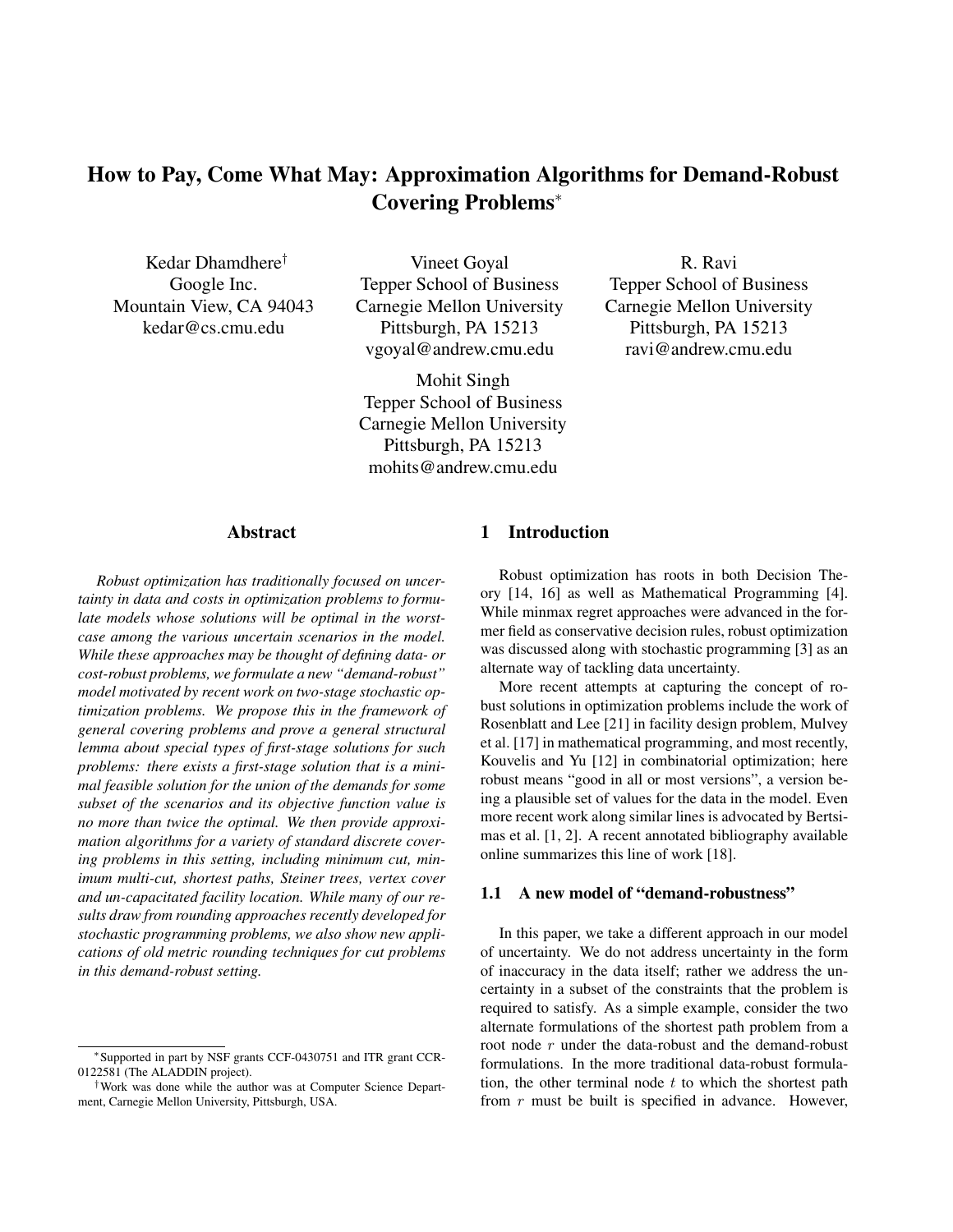# How to Pay, Come What May: Approximation Algorithms for Demand-Robust Covering Problems*

Kedar Dhamdhere†
Google Inc.
Mountain View, CA 94043
kedar@cs.cmu.edu

Vineet Goyal
Tepper School of Business
Carnegie Mellon University
Pittsburgh, PA 15213
vgoyal@andrew.cmu.edu

R. Ravi
Tepper School of Business
Carnegie Mellon University
Pittsburgh, PA 15213
ravi@andrew.cmu.edu

Mohit Singh
Tepper School of Business
Carnegie Mellon University
Pittsburgh, PA 15213
mohits@andrew.cmu.edu

## Abstract

*Robust optimization has traditionally focused on uncertainty in data and costs in optimization problems to formulate models whose solutions will be optimal in the worst-case among the various uncertain scenarios in the model. While these approaches may be thought of defining data- or cost-robust problems, we formulate a new "demand-robust" model motivated by recent work on two-stage stochastic optimization problems. We propose this in the framework of general covering problems and prove a general structural lemma about special types of first-stage solutions for such problems: there exists a first-stage solution that is a minimal feasible solution for the union of the demands for some subset of the scenarios and its objective function value is no more than twice the optimal. We then provide approximation algorithms for a variety of standard discrete covering problems in this setting, including minimum cut, minimum multi-cut, shortest paths, Steiner trees, vertex cover and un-capacitated facility location. While many of our results draw from rounding approaches recently developed for stochastic programming problems, we also show new applications of old metric rounding techniques for cut problems in this demand-robust setting.*

## 1 Introduction

Robust optimization has roots in both Decision Theory [14, 16] as well as Mathematical Programming [4]. While minmax regret approaches were advanced in the former field as conservative decision rules, robust optimization was discussed along with stochastic programming [3] as an alternate way of tackling data uncertainty.

More recent attempts at capturing the concept of robust solutions in optimization problems include the work of Rosenblatt and Lee [21] in facility design problem, Mulvey et al. [17] in mathematical programming, and most recently, Kouvelis and Yu [12] in combinatorial optimization; here robust means "good in all or most versions", a version being a plausible set of values for the data in the model. Even more recent work along similar lines is advocated by Bertsimas et al. [1, 2]. A recent annotated bibliography available online summarizes this line of work [18].

### 1.1 A new model of "demand-robustness"

In this paper, we take a different approach in our model of uncertainty. We do not address uncertainty in the form of inaccuracy in the data itself; rather we address the uncertainty in a subset of the constraints that the problem is required to satisfy. As a simple example, consider the two alternate formulations of the shortest path problem from a root node $r$ under the data-robust and the demand-robust formulations. In the more traditional data-robust formulation, the other terminal node $t$ to which the shortest path from $r$ must be built is specified in advance. However,

*Supported in part by NSF grants CCF-0430751 and ITR grant CCR-0122581 (The ALADDIN project).

†Work was done while the author was at Computer Science Department, Carnegie Mellon University, Pittsburgh, USA.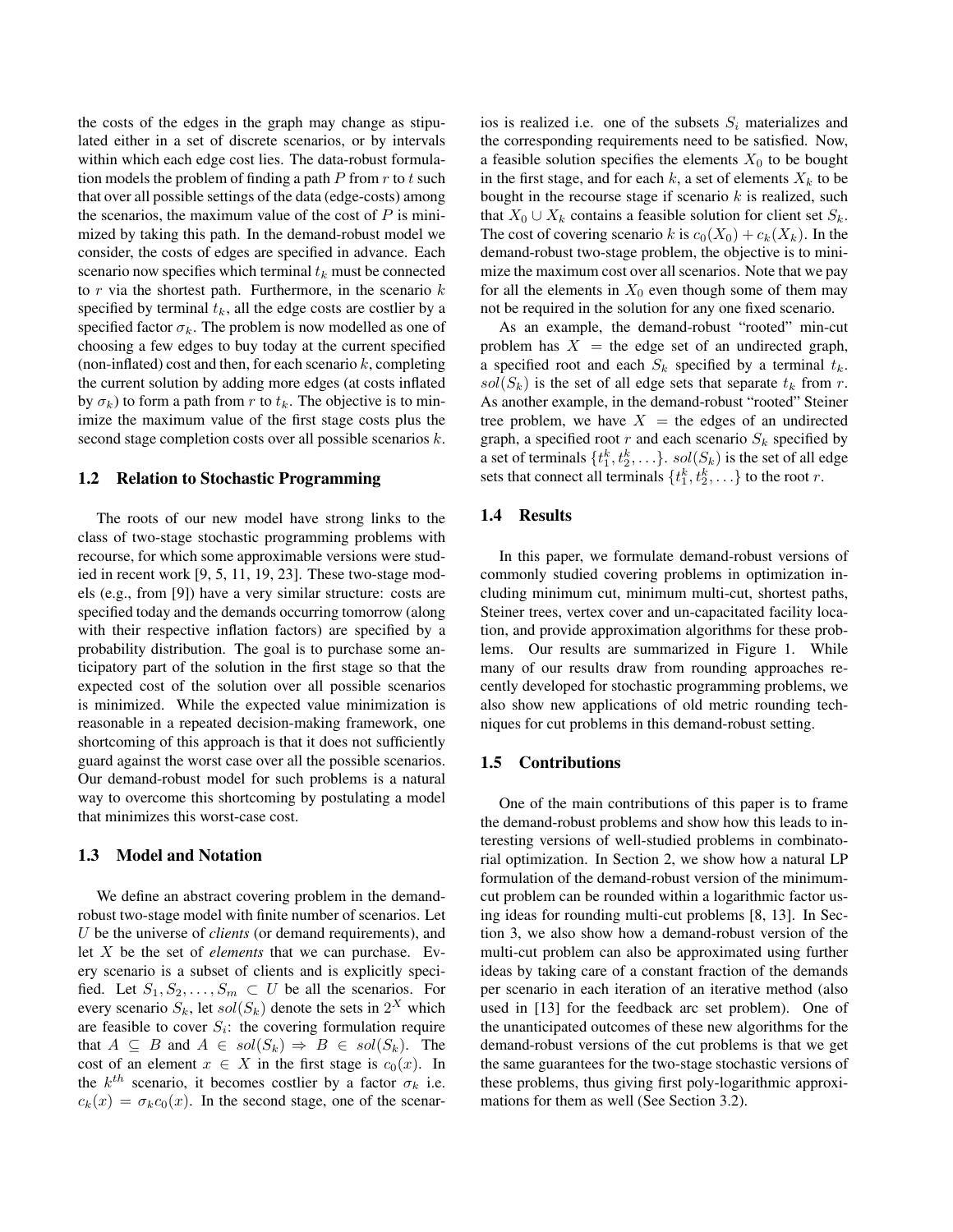the costs of the edges in the graph may change as stipulated either in a set of discrete scenarios, or by intervals within which each edge cost lies. The data-robust formulation models the problem of finding a path $P$ from $r$ to $t$ such that over all possible settings of the data (edge-costs) among the scenarios, the maximum value of the cost of $P$ is minimized by taking this path. In the demand-robust model we consider, the costs of edges are specified in advance. Each scenario now specifies which terminal $t_k$ must be connected to $r$ via the shortest path. Furthermore, in the scenario $k$ specified by terminal $t_k$, all the edge costs are costlier by a specified factor $\sigma_k$. The problem is now modelled as one of choosing a few edges to buy today at the current specified (non-inflated) cost and then, for each scenario $k$, completing the current solution by adding more edges (at costs inflated by $\sigma_k$) to form a path from $r$ to $t_k$. The objective is to minimize the maximum value of the first stage costs plus the second stage completion costs over all possible scenarios $k$.

### 1.2 Relation to Stochastic Programming

The roots of our new model have strong links to the class of two-stage stochastic programming problems with recourse, for which some approximable versions were studied in recent work [9, 5, 11, 19, 23]. These two-stage models (e.g., from [9]) have a very similar structure: costs are specified today and the demands occurring tomorrow (along with their respective inflation factors) are specified by a probability distribution. The goal is to purchase some anticipatory part of the solution in the first stage so that the expected cost of the solution over all possible scenarios is minimized. While the expected value minimization is reasonable in a repeated decision-making framework, one shortcoming of this approach is that it does not sufficiently guard against the worst case over all the possible scenarios. Our demand-robust model for such problems is a natural way to overcome this shortcoming by postulating a model that minimizes this worst-case cost.

### 1.3 Model and Notation

We define an abstract covering problem in the demand-robust two-stage model with finite number of scenarios. Let $U$ be the universe of *clients* (or demand requirements), and let $X$ be the set of *elements* that we can purchase. Every scenario is a subset of clients and is explicitly specified. Let $S_1, S_2, \ldots, S_m \subset U$ be all the scenarios. For every scenario $S_k$, let $sol(S_k)$ denote the sets in $2^X$ which are feasible to cover $S_i$: the covering formulation require that $A \subseteq B$ and $A \in sol(S_k) \Rightarrow B \in sol(S_k)$. The cost of an element $x \in X$ in the first stage is $c_0(x)$. In the $k^{th}$ scenario, it becomes costlier by a factor $\sigma_k$ i.e. $c_k(x) = \sigma_k c_0(x)$. In the second stage, one of the scenarios is realized i.e. one of the subsets $S_i$ materializes and the corresponding requirements need to be satisfied. Now, a feasible solution specifies the elements $X_0$ to be bought in the first stage, and for each $k$, a set of elements $X_k$ to be bought in the recourse stage if scenario $k$ is realized, such that $X_0 \cup X_k$ contains a feasible solution for client set $S_k$. The cost of covering scenario $k$ is $c_0(X_0) + c_k(X_k)$. In the demand-robust two-stage problem, the objective is to minimize the maximum cost over all scenarios. Note that we pay for all the elements in $X_0$ even though some of them may not be required in the solution for any one fixed scenario.

As an example, the demand-robust "rooted" min-cut problem has $X$ = the edge set of an undirected graph, a specified root and each $S_k$ specified by a terminal $t_k$. $sol(S_k)$ is the set of all edge sets that separate $t_k$ from $r$. As another example, in the demand-robust "rooted" Steiner tree problem, we have $X$ = the edges of an undirected graph, a specified root $r$ and each scenario $S_k$ specified by a set of terminals $\{t_1^k, t_2^k, \ldots\}$. $sol(S_k)$ is the set of all edge sets that connect all terminals $\{t_1^k, t_2^k, \ldots\}$ to the root $r$.

### 1.4 Results

In this paper, we formulate demand-robust versions of commonly studied covering problems in optimization including minimum cut, minimum multi-cut, shortest paths, Steiner trees, vertex cover and un-capacitated facility location, and provide approximation algorithms for these problems. Our results are summarized in Figure 1. While many of our results draw from rounding approaches recently developed for stochastic programming problems, we also show new applications of old metric rounding techniques for cut problems in this demand-robust setting.

### 1.5 Contributions

One of the main contributions of this paper is to frame the demand-robust problems and show how this leads to interesting versions of well-studied problems in combinatorial optimization. In Section 2, we show how a natural LP formulation of the demand-robust version of the minimum-cut problem can be rounded within a logarithmic factor using ideas for rounding multi-cut problems [8, 13]. In Section 3, we also show how a demand-robust version of the multi-cut problem can also be approximated using further ideas by taking care of a constant fraction of the demands per scenario in each iteration of an iterative method (also used in [13] for the feedback arc set problem). One of the unanticipated outcomes of these new algorithms for the demand-robust versions of the cut problems is that we get the same guarantees for the two-stage stochastic versions of these problems, thus giving first poly-logarithmic approximations for them as well (See Section 3.2).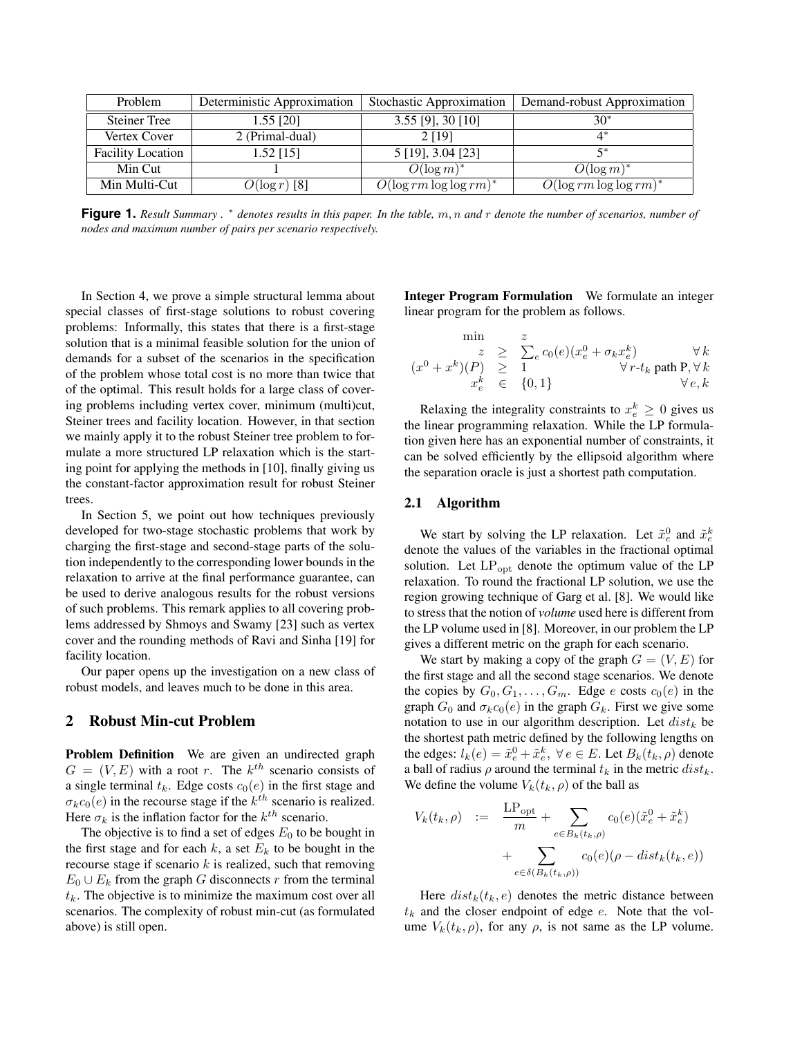| Problem | Deterministic Approximation | Stochastic Approximation | Demand-robust Approximation |
| --- | --- | --- | --- |
| Steiner Tree | 1.55 [20] | 3.55 [9], 30 [10] | $30^*$ |
| Vertex Cover | 2 (Primal-dual) | 2 [19] | $4^*$ |
| Facility Location | 1.52 [15] | 5 [19], 3.04 [23] | $5^*$ |
| Min Cut | 1 | $O(\log m)^*$ | $O(\log m)^*$ |
| Min Multi-Cut | $O(\log r)$ [8] | $O(\log rm \log \log rm)^*$ | $O(\log rm \log \log rm)^*$ |

**Figure 1.** *Result Summary . $^*$ denotes results in this paper. In the table, $m, n$ and $r$ denote the number of scenarios, number of nodes and maximum number of pairs per scenario respectively.*

In Section 4, we prove a simple structural lemma about special classes of first-stage solutions to robust covering problems: Informally, this states that there is a first-stage solution that is a minimal feasible solution for the union of demands for a subset of the scenarios in the specification of the problem whose total cost is no more than twice that of the optimal. This result holds for a large class of covering problems including vertex cover, minimum (multi)cut, Steiner trees and facility location. However, in that section we mainly apply it to the robust Steiner tree problem to formulate a more structured LP relaxation which is the starting point for applying the methods in [10], finally giving us the constant-factor approximation result for robust Steiner trees.

In Section 5, we point out how techniques previously developed for two-stage stochastic problems that work by charging the first-stage and second-stage parts of the solution independently to the corresponding lower bounds in the relaxation to arrive at the final performance guarantee, can be used to derive analogous results for the robust versions of such problems. This remark applies to all covering problems addressed by Shmoys and Swamy [23] such as vertex cover and the rounding methods of Ravi and Sinha [19] for facility location.

Our paper opens up the investigation on a new class of robust models, and leaves much to be done in this area.

## 2 Robust Min-cut Problem

**Problem Definition** We are given an undirected graph $G = (V, E)$ with a root $r$. The $k^{th}$ scenario consists of a single terminal $t_k$. Edge costs $c_0(e)$ in the first stage and $\sigma_k c_0(e)$ in the recourse stage if the $k^{th}$ scenario is realized. Here $\sigma_k$ is the inflation factor for the $k^{th}$ scenario.

The objective is to find a set of edges $E_0$ to be bought in the first stage and for each $k$, a set $E_k$ to be bought in the recourse stage if scenario $k$ is realized, such that removing $E_0 \cup E_k$ from the graph $G$ disconnects $r$ from the terminal $t_k$. The objective is to minimize the maximum cost over all scenarios. The complexity of robust min-cut (as formulated above) is still open.

**Integer Program Formulation** We formulate an integer linear program for the problem as follows.

$$
\begin{array}{rcll}
\min & & z & \\
z & \geq & \sum_e c_0(e)(x_e^0 + \sigma_k x_e^k) & \forall\, k \\
(x^0 + x^k)(P) & \geq & 1 & \forall\, r\text{-}t_k \text{ path P}, \forall\, k \\
x_e^k & \in & \{0, 1\} & \forall\, e, k
\end{array}
$$

Relaxing the integrality constraints to $x_e^k \geq 0$ gives us the linear programming relaxation. While the LP formulation given here has an exponential number of constraints, it can be solved efficiently by the ellipsoid algorithm where the separation oracle is just a shortest path computation.

### 2.1 Algorithm

We start by solving the LP relaxation. Let $\tilde{x}_e^0$ and $\tilde{x}_e^k$ denote the values of the variables in the fractional optimal solution. Let $\mathrm{LP}_{\mathrm{opt}}$ denote the optimum value of the LP relaxation. To round the fractional LP solution, we use the region growing technique of Garg et al. [8]. We would like to stress that the notion of *volume* used here is different from the LP volume used in [8]. Moreover, in our problem the LP gives a different metric on the graph for each scenario.

We start by making a copy of the graph $G = (V, E)$ for the first stage and all the second stage scenarios. We denote the copies by $G_0, G_1, \ldots, G_m$. Edge $e$ costs $c_0(e)$ in the graph $G_0$ and $\sigma_k c_0(e)$ in the graph $G_k$. First we give some notation to use in our algorithm description. Let $dist_k$ be the shortest path metric defined by the following lengths on the edges: $l_k(e) = \tilde{x}_e^0 + \tilde{x}_e^k,\ \forall\, e \in E$. Let $B_k(t_k, \rho)$ denote a ball of radius $\rho$ around the terminal $t_k$ in the metric $dist_k$. We define the volume $V_k(t_k, \rho)$ of the ball as

$$
\begin{aligned}
V_k(t_k, \rho) \quad := \quad & \frac{\mathrm{LP}_{\mathrm{opt}}}{m} + \sum_{e \in B_k(t_k, \rho)} c_0(e)(\tilde{x}_e^0 + \tilde{x}_e^k) \\
& + \sum_{e \in \delta(B_k(t_k, \rho))} c_0(e)(\rho - dist_k(t_k, e))
\end{aligned}
$$

Here $dist_k(t_k, e)$ denotes the metric distance between $t_k$ and the closer endpoint of edge $e$. Note that the volume $V_k(t_k, \rho)$, for any $\rho$, is not same as the LP volume.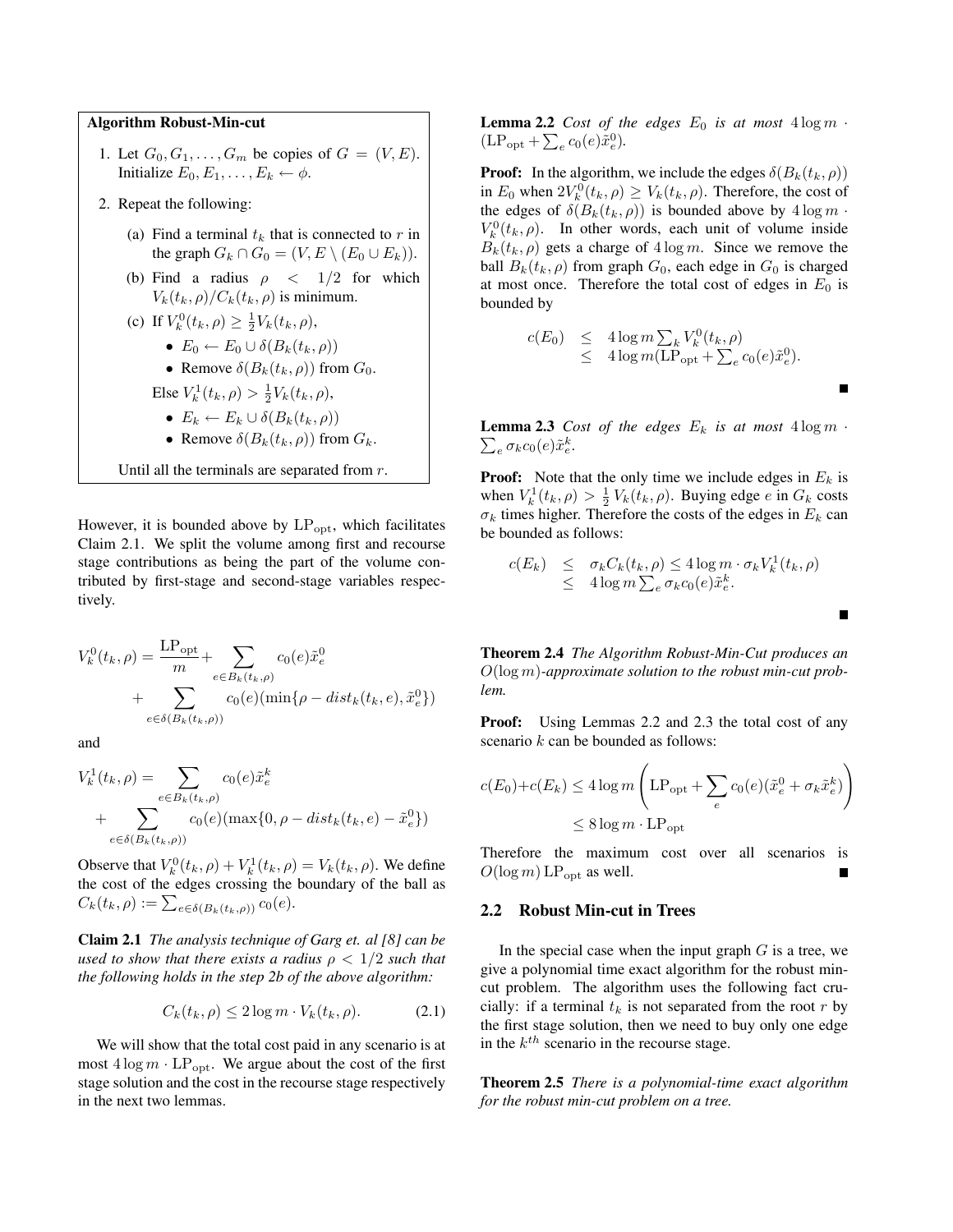**Algorithm Robust-Min-cut**

1. Let $G_0, G_1, \ldots, G_m$ be copies of $G = (V, E)$. Initialize $E_0, E_1, \ldots, E_k \leftarrow \phi$.
2. Repeat the following:
   (a) Find a terminal $t_k$ that is connected to $r$ in the graph $G_k \cap G_0 = (V, E \setminus (E_0 \cup E_k))$.
   (b) Find a radius $\rho < 1/2$ for which $V_k(t_k, \rho)/C_k(t_k, \rho)$ is minimum.
   (c) If $V_k^0(t_k, \rho) \geq \frac{1}{2} V_k(t_k, \rho)$,
   - $E_0 \leftarrow E_0 \cup \delta(B_k(t_k, \rho))$
   - Remove $\delta(B_k(t_k, \rho))$ from $G_0$.

   Else $V_k^1(t_k, \rho) > \frac{1}{2} V_k(t_k, \rho)$,
   - $E_k \leftarrow E_k \cup \delta(B_k(t_k, \rho))$
   - Remove $\delta(B_k(t_k, \rho))$ from $G_k$.

   Until all the terminals are separated from $r$.

However, it is bounded above by $\mathrm{LP}_{\mathrm{opt}}$, which facilitates Claim 2.1. We split the volume among first and recourse stage contributions as being the part of the volume contributed by first-stage and second-stage variables respectively.

$$V_k^0(t_k, \rho) = \frac{\mathrm{LP}_{\mathrm{opt}}}{m} + \sum_{e \in B_k(t_k, \rho)} c_0(e) \tilde{x}_e^0 + \sum_{e \in \delta(B_k(t_k, \rho))} c_0(e)(\min\{\rho - dist_k(t_k, e), \tilde{x}_e^0\})$$

and

$$V_k^1(t_k, \rho) = \sum_{e \in B_k(t_k, \rho)} c_0(e) \tilde{x}_e^k + \sum_{e \in \delta(B_k(t_k, \rho))} c_0(e)(\max\{0, \rho - dist_k(t_k, e) - \tilde{x}_e^0\})$$

Observe that $V_k^0(t_k, \rho) + V_k^1(t_k, \rho) = V_k(t_k, \rho)$. We define the cost of the edges crossing the boundary of the ball as $C_k(t_k, \rho) := \sum_{e \in \delta(B_k(t_k, \rho))} c_0(e)$.

**Claim 2.1** *The analysis technique of Garg et. al [8] can be used to show that there exists a radius $\rho < 1/2$ such that the following holds in the step 2b of the above algorithm:*

$$C_k(t_k, \rho) \leq 2 \log m \cdot V_k(t_k, \rho). \tag{2.1}$$

We will show that the total cost paid in any scenario is at most $4 \log m \cdot \mathrm{LP}_{\mathrm{opt}}$. We argue about the cost of the first stage solution and the cost in the recourse stage respectively in the next two lemmas.

**Lemma 2.2** *Cost of the edges $E_0$ is at most $4 \log m \cdot (\mathrm{LP}_{\mathrm{opt}} + \sum_e c_0(e) \tilde{x}_e^0)$.*

**Proof:** In the algorithm, we include the edges $\delta(B_k(t_k, \rho))$ in $E_0$ when $2V_k^0(t_k, \rho) \geq V_k(t_k, \rho)$. Therefore, the cost of the edges of $\delta(B_k(t_k, \rho))$ is bounded above by $4 \log m \cdot V_k^0(t_k, \rho)$. In other words, each unit of volume inside $B_k(t_k, \rho)$ gets a charge of $4 \log m$. Since we remove the ball $B_k(t_k, \rho)$ from graph $G_0$, each edge in $G_0$ is charged at most once. Therefore the total cost of edges in $E_0$ is bounded by

$$\begin{aligned} c(E_0) &\leq 4 \log m \sum_k V_k^0(t_k, \rho) \\ &\leq 4 \log m (\mathrm{LP}_{\mathrm{opt}} + \textstyle\sum_e c_0(e) \tilde{x}_e^0). \end{aligned}$$

■

**Lemma 2.3** *Cost of the edges $E_k$ is at most $4 \log m \cdot \sum_e \sigma_k c_0(e) \tilde{x}_e^k$.*

**Proof:** Note that the only time we include edges in $E_k$ is when $V_k^1(t_k, \rho) > \frac{1}{2} V_k(t_k, \rho)$. Buying edge $e$ in $G_k$ costs $\sigma_k$ times higher. Therefore the costs of the edges in $E_k$ can be bounded as follows:

$$\begin{aligned} c(E_k) &\leq \sigma_k C_k(t_k, \rho) \leq 4 \log m \cdot \sigma_k V_k^1(t_k, \rho) \\ &\leq 4 \log m \textstyle\sum_e \sigma_k c_0(e) \tilde{x}_e^k. \end{aligned}$$

■

**Theorem 2.4** *The Algorithm Robust-Min-Cut produces an $O(\log m)$-approximate solution to the robust min-cut problem.*

**Proof:** Using Lemmas 2.2 and 2.3 the total cost of any scenario $k$ can be bounded as follows:

$$\begin{aligned} c(E_0) + c(E_k) &\leq 4 \log m \left( \mathrm{LP}_{\mathrm{opt}} + \sum_e c_0(e)(\tilde{x}_e^0 + \sigma_k \tilde{x}_e^k) \right) \\ &\leq 8 \log m \cdot \mathrm{LP}_{\mathrm{opt}} \end{aligned}$$

Therefore the maximum cost over all scenarios is $O(\log m) \, \mathrm{LP}_{\mathrm{opt}}$ as well. ■

## 2.2 Robust Min-cut in Trees

In the special case when the input graph $G$ is a tree, we give a polynomial time exact algorithm for the robust min-cut problem. The algorithm uses the following fact crucially: if a terminal $t_k$ is not separated from the root $r$ by the first stage solution, then we need to buy only one edge in the $k^{th}$ scenario in the recourse stage.

**Theorem 2.5** *There is a polynomial-time exact algorithm for the robust min-cut problem on a tree.*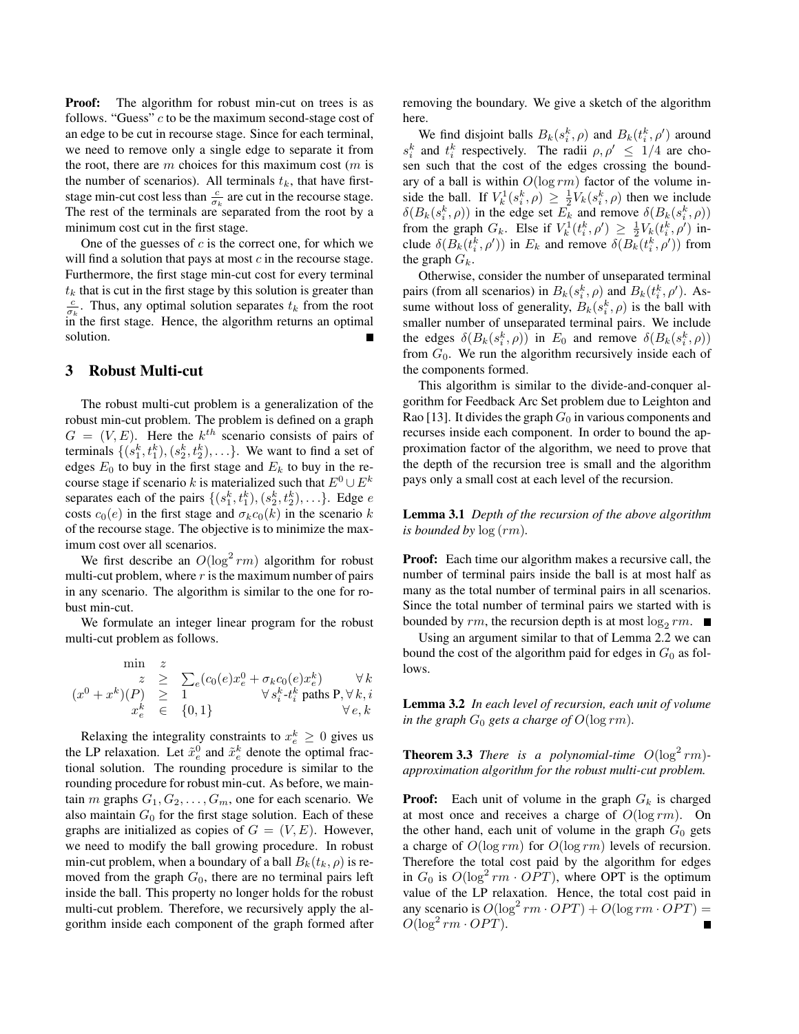**Proof:** The algorithm for robust min-cut on trees is as follows. "Guess" $c$ to be the maximum second-stage cost of an edge to be cut in recourse stage. Since for each terminal, we need to remove only a single edge to separate it from the root, there are $m$ choices for this maximum cost ($m$ is the number of scenarios). All terminals $t_k$, that have first-stage min-cut cost less than $\frac{c}{\sigma_k}$ are cut in the recourse stage. The rest of the terminals are separated from the root by a minimum cost cut in the first stage.

One of the guesses of $c$ is the correct one, for which we will find a solution that pays at most $c$ in the recourse stage. Furthermore, the first stage min-cut cost for every terminal $t_k$ that is cut in the first stage by this solution is greater than $\frac{c}{\sigma_k}$. Thus, any optimal solution separates $t_k$ from the root in the first stage. Hence, the algorithm returns an optimal solution. ∎

## 3 Robust Multi-cut

The robust multi-cut problem is a generalization of the robust min-cut problem. The problem is defined on a graph $G = (V, E)$. Here the $k^{th}$ scenario consists of pairs of terminals $\{(s_1^k, t_1^k), (s_2^k, t_2^k), \ldots\}$. We want to find a set of edges $E_0$ to buy in the first stage and $E_k$ to buy in the recourse stage if scenario $k$ is materialized such that $E^0 \cup E^k$ separates each of the pairs $\{(s_1^k, t_1^k), (s_2^k, t_2^k), \ldots\}$. Edge $e$ costs $c_0(e)$ in the first stage and $\sigma_k c_0(k)$ in the scenario $k$ of the recourse stage. The objective is to minimize the maximum cost over all scenarios.

We first describe an $O(\log^2 rm)$ algorithm for robust multi-cut problem, where $r$ is the maximum number of pairs in any scenario. The algorithm is similar to the one for robust min-cut.

We formulate an integer linear program for the robust multi-cut problem as follows.

$$
\begin{array}{rcll}
\min & z & & \\
z & \geq & \sum_e (c_0(e) x_e^0 + \sigma_k c_0(e) x_e^k) & \forall\, k \\
(x^0 + x^k)(P) & \geq & 1 & \forall\, s_i^k\text{-}t_i^k \text{ paths P}, \forall\, k, i \\
x_e^k & \in & \{0, 1\} & \forall\, e, k
\end{array}
$$

Relaxing the integrality constraints to $x_e^k \geq 0$ gives us the LP relaxation. Let $\tilde{x}_e^0$ and $\tilde{x}_e^k$ denote the optimal fractional solution. The rounding procedure is similar to the rounding procedure for robust min-cut. As before, we maintain $m$ graphs $G_1, G_2, \ldots, G_m$, one for each scenario. We also maintain $G_0$ for the first stage solution. Each of these graphs are initialized as copies of $G = (V, E)$. However, we need to modify the ball growing procedure. In robust min-cut problem, when a boundary of a ball $B_k(t_k, \rho)$ is removed from the graph $G_0$, there are no terminal pairs left inside the ball. This property no longer holds for the robust multi-cut problem. Therefore, we recursively apply the algorithm inside each component of the graph formed after removing the boundary. We give a sketch of the algorithm here.

We find disjoint balls $B_k(s_i^k, \rho)$ and $B_k(t_i^k, \rho')$ around $s_i^k$ and $t_i^k$ respectively. The radii $\rho, \rho' \leq 1/4$ are chosen such that the cost of the edges crossing the boundary of a ball is within $O(\log rm)$ factor of the volume inside the ball. If $V_k^1(s_i^k, \rho) \geq \frac{1}{2} V_k(s_i^k, \rho)$ then we include $\delta(B_k(s_i^k, \rho))$ in the edge set $E_k$ and remove $\delta(B_k(s_i^k, \rho))$ from the graph $G_k$. Else if $V_k^1(t_i^k, \rho') \geq \frac{1}{2} V_k(t_i^k, \rho')$ include $\delta(B_k(t_i^k, \rho'))$ in $E_k$ and remove $\delta(B_k(t_i^k, \rho'))$ from the graph $G_k$.

Otherwise, consider the number of unseparated terminal pairs (from all scenarios) in $B_k(s_i^k, \rho)$ and $B_k(t_i^k, \rho')$. Assume without loss of generality, $B_k(s_i^k, \rho)$ is the ball with smaller number of unseparated terminal pairs. We include the edges $\delta(B_k(s_i^k, \rho))$ in $E_0$ and remove $\delta(B_k(s_i^k, \rho))$ from $G_0$. We run the algorithm recursively inside each of the components formed.

This algorithm is similar to the divide-and-conquer algorithm for Feedback Arc Set problem due to Leighton and Rao [13]. It divides the graph $G_0$ in various components and recurses inside each component. In order to bound the approximation factor of the algorithm, we need to prove that the depth of the recursion tree is small and the algorithm pays only a small cost at each level of the recursion.

**Lemma 3.1** *Depth of the recursion of the above algorithm is bounded by* $\log(rm)$.

**Proof:** Each time our algorithm makes a recursive call, the number of terminal pairs inside the ball is at most half as many as the total number of terminal pairs in all scenarios. Since the total number of terminal pairs we started with is bounded by $rm$, the recursion depth is at most $\log_2 rm$. ∎

Using an argument similar to that of Lemma 2.2 we can bound the cost of the algorithm paid for edges in $G_0$ as follows.

**Lemma 3.2** *In each level of recursion, each unit of volume in the graph* $G_0$ *gets a charge of* $O(\log rm)$.

**Theorem 3.3** *There is a polynomial-time* $O(\log^2 rm)$*-approximation algorithm for the robust multi-cut problem.*

**Proof:** Each unit of volume in the graph $G_k$ is charged at most once and receives a charge of $O(\log rm)$. On the other hand, each unit of volume in the graph $G_0$ gets a charge of $O(\log rm)$ for $O(\log rm)$ levels of recursion. Therefore the total cost paid by the algorithm for edges in $G_0$ is $O(\log^2 rm \cdot OPT)$, where OPT is the optimum value of the LP relaxation. Hence, the total cost paid in any scenario is $O(\log^2 rm \cdot OPT) + O(\log rm \cdot OPT) = O(\log^2 rm \cdot OPT)$. ∎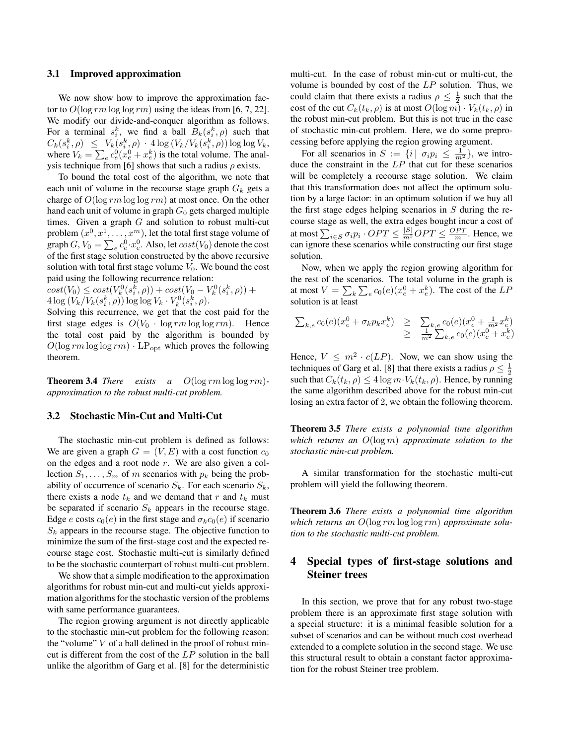### 3.1 Improved approximation

We now show how to improve the approximation factor to $O(\log rm \log\log rm)$ using the ideas from [6, 7, 22]. We modify our divide-and-conquer algorithm as follows. For a terminal $s_i^k$, we find a ball $B_k(s_i^k, \rho)$ such that $C_k(s_i^k, \rho) \leq V_k(s_i^k, \rho) \cdot 4 \log (V_k / V_k(s_i^k, \rho)) \log\log V_k$, where $V_k = \sum_e c_e^0(x_e^0 + x_e^k)$ is the total volume. The analysis technique from [6] shows that such a radius $\rho$ exists.

To bound the total cost of the algorithm, we note that each unit of volume in the recourse stage graph $G_k$ gets a charge of $O(\log rm \log\log rm)$ at most once. On the other hand each unit of volume in graph $G_0$ gets charged multiple times. Given a graph $G$ and solution to robust multi-cut problem $(x^0, x^1, \ldots, x^m)$, let the total first stage volume of graph $G$, $V_0 = \sum_e c_e^0 \cdot x_e^0$. Also, let $cost(V_0)$ denote the cost of the first stage solution constructed by the above recursive solution with total first stage volume $V_0$. We bound the cost paid using the following recurrence relation:

$cost(V_0) \leq cost(V_k^0(s_i^k, \rho)) + cost(V_0 - V_k^0(s_i^k, \rho)) + 4 \log (V_k / V_k(s_i^k, \rho)) \log\log V_k \cdot V_k^0(s_i^k, \rho)$.

Solving this recurrence, we get that the cost paid for the first stage edges is $O(V_0 \cdot \log rm \log\log rm)$. Hence the total cost paid by the algorithm is bounded by $O(\log rm \log\log rm) \cdot \mathrm{LP}_{\mathrm{opt}}$ which proves the following theorem.

**Theorem 3.4** *There exists a $O(\log rm \log\log rm)$-approximation to the robust multi-cut problem.*

### 3.2 Stochastic Min-Cut and Multi-Cut

The stochastic min-cut problem is defined as follows: We are given a graph $G = (V, E)$ with a cost function $c_0$ on the edges and a root node $r$. We are also given a collection $S_1, \ldots, S_m$ of $m$ scenarios with $p_k$ being the probability of occurrence of scenario $S_k$. For each scenario $S_k$, there exists a node $t_k$ and we demand that $r$ and $t_k$ must be separated if scenario $S_k$ appears in the recourse stage. Edge $e$ costs $c_0(e)$ in the first stage and $\sigma_k c_0(e)$ if scenario $S_k$ appears in the recourse stage. The objective function to minimize the sum of the first-stage cost and the expected recourse stage cost. Stochastic multi-cut is similarly defined to be the stochastic counterpart of robust multi-cut problem.

We show that a simple modification to the approximation algorithms for robust min-cut and multi-cut yields approximation algorithms for the stochastic version of the problems with same performance guarantees.

The region growing argument is not directly applicable to the stochastic min-cut problem for the following reason: the "volume" $V$ of a ball defined in the proof of robust min-cut is different from the cost of the $LP$ solution in the ball unlike the algorithm of Garg et al. [8] for the deterministic multi-cut. In the case of robust min-cut or multi-cut, the volume is bounded by cost of the $LP$ solution. Thus, we could claim that there exists a radius $\rho \leq \frac{1}{2}$ such that the cost of the cut $C_k(t_k, \rho)$ is at most $O(\log m) \cdot V_k(t_k, \rho)$ in the robust min-cut problem. But this is not true in the case of stochastic min-cut problem. Here, we do some preprocessing before applying the region growing argument.

For all scenarios in $S := \{i \mid \sigma_i p_i \leq \frac{1}{m^2}\}$, we introduce the constraint in the $LP$ that cut for these scenarios will be completely a recourse stage solution. We claim that this transformation does not affect the optimum solution by a large factor: in an optimum solution if we buy all the first stage edges helping scenarios in $S$ during the recourse stage as well, the extra edges bought incur a cost of at most $\sum_{i \in S} \sigma_i p_i \cdot OPT \leq \frac{|S|}{m^2} OPT \leq \frac{OPT}{m}$. Hence, we can ignore these scenarios while constructing our first stage solution.

Now, when we apply the region growing algorithm for the rest of the scenarios. The total volume in the graph is at most $V = \sum_k \sum_e c_0(e)(x_e^0 + x_e^k)$. The cost of the $LP$ solution is at least

$$\begin{aligned}\sum_{k,e} c_0(e)(x_e^0 + \sigma_k p_k x_e^k) &\geq \sum_{k,e} c_0(e)(x_e^0 + \tfrac{1}{m^2} x_e^k) \\ &\geq \tfrac{1}{m^2} \sum_{k,e} c_0(e)(x_e^0 + x_e^k)\end{aligned}$$

Hence, $V \leq m^2 \cdot c(LP)$. Now, we can show using the techniques of Garg et al. [8] that there exists a radius $\rho \leq \frac{1}{2}$ such that $C_k(t_k, \rho) \leq 4 \log m \cdot V_k(t_k, \rho)$. Hence, by running the same algorithm described above for the robust min-cut losing an extra factor of 2, we obtain the following theorem.

**Theorem 3.5** *There exists a polynomial time algorithm which returns an $O(\log m)$ approximate solution to the stochastic min-cut problem.*

A similar transformation for the stochastic multi-cut problem will yield the following theorem.

**Theorem 3.6** *There exists a polynomial time algorithm which returns an $O(\log rm \log\log rm)$ approximate solution to the stochastic multi-cut problem.*

## 4 Special types of first-stage solutions and Steiner trees

In this section, we prove that for any robust two-stage problem there is an approximate first stage solution with a special structure: it is a minimal feasible solution for a subset of scenarios and can be without much cost overhead extended to a complete solution in the second stage. We use this structural result to obtain a constant factor approximation for the robust Steiner tree problem.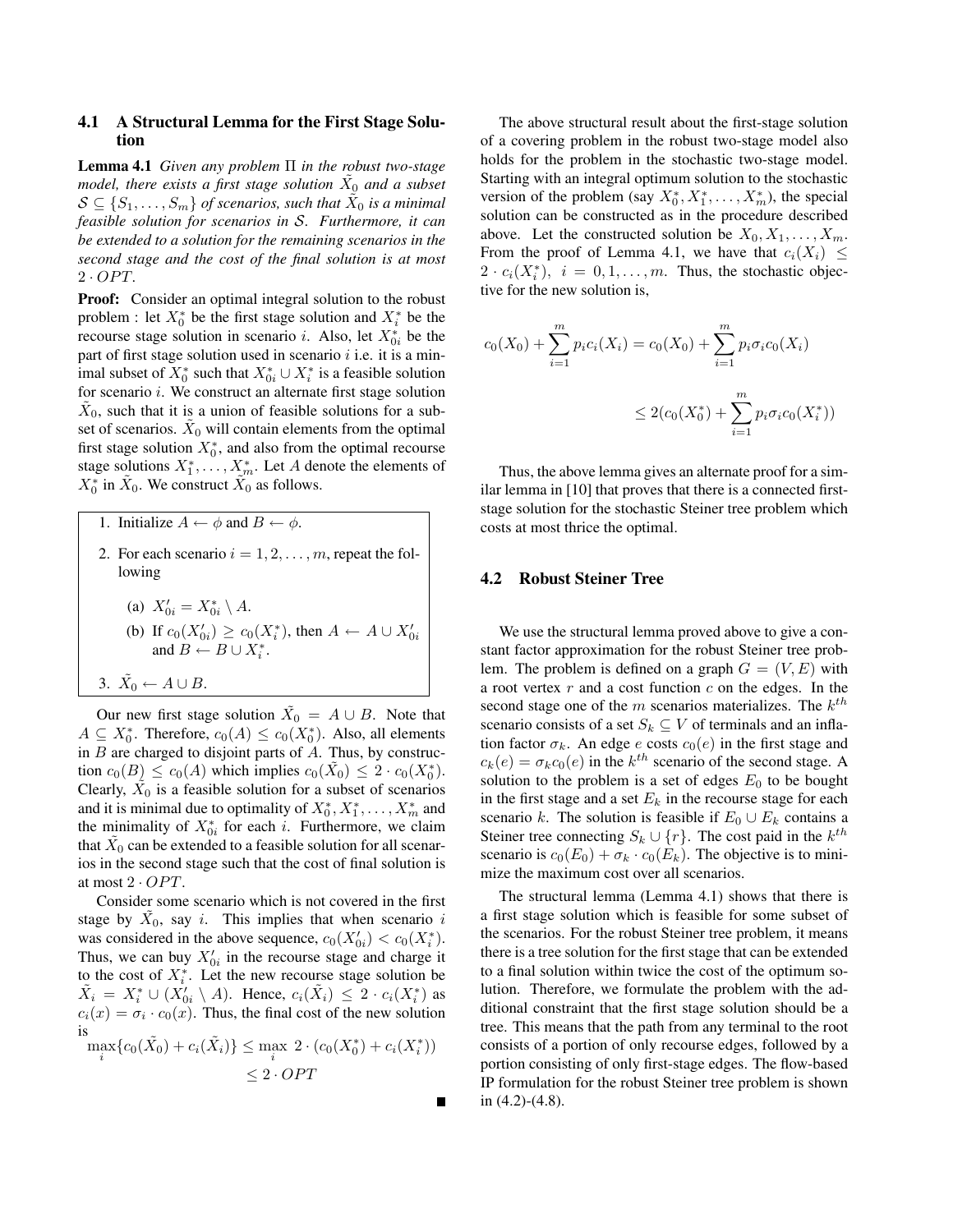### 4.1 A Structural Lemma for the First Stage Solution

**Lemma 4.1** *Given any problem $\Pi$ in the robust two-stage model, there exists a first stage solution $\tilde{X}_0$ and a subset $\mathcal{S} \subseteq \{S_1, \ldots, S_m\}$ of scenarios, such that $\tilde{X}_0$ is a minimal feasible solution for scenarios in $\mathcal{S}$. Furthermore, it can be extended to a solution for the remaining scenarios in the second stage and the cost of the final solution is at most $2 \cdot OPT$.*

**Proof:** Consider an optimal integral solution to the robust problem : let $X_0^*$ be the first stage solution and $X_i^*$ be the recourse stage solution in scenario $i$. Also, let $X_{0i}^*$ be the part of first stage solution used in scenario $i$ i.e. it is a minimal subset of $X_0^*$ such that $X_{0i}^* \cup X_i^*$ is a feasible solution for scenario $i$. We construct an alternate first stage solution $\tilde{X}_0$, such that it is a union of feasible solutions for a subset of scenarios. $\tilde{X}_0$ will contain elements from the optimal first stage solution $X_0^*$, and also from the optimal recourse stage solutions $X_1^*, \ldots, X_m^*$. Let $A$ denote the elements of $X_0^*$ in $\tilde{X}_0$. We construct $\tilde{X}_0$ as follows.

1. Initialize $A \leftarrow \phi$ and $B \leftarrow \phi$.
2. For each scenario $i = 1, 2, \ldots, m$, repeat the following
   (a) $X'_{0i} = X_{0i}^* \setminus A$.
   (b) If $c_0(X'_{0i}) \geq c_0(X_i^*)$, then $A \leftarrow A \cup X'_{0i}$ and $B \leftarrow B \cup X_i^*$.
3. $\tilde{X}_0 \leftarrow A \cup B$.

Our new first stage solution $\tilde{X}_0 = A \cup B$. Note that $A \subseteq X_0^*$. Therefore, $c_0(A) \leq c_0(X_0^*)$. Also, all elements in $B$ are charged to disjoint parts of $A$. Thus, by construction $c_0(B) \leq c_0(A)$ which implies $c_0(\tilde{X}_0) \leq 2 \cdot c_0(X_0^*)$. Clearly, $\tilde{X}_0$ is a feasible solution for a subset of scenarios and it is minimal due to optimality of $X_0^*, X_1^*, \ldots, X_m^*$ and the minimality of $X_{0i}^*$ for each $i$. Furthermore, we claim that $\tilde{X}_0$ can be extended to a feasible solution for all scenarios in the second stage such that the cost of final solution is at most $2 \cdot OPT$.

Consider some scenario which is not covered in the first stage by $\tilde{X}_0$, say $i$. This implies that when scenario $i$ was considered in the above sequence, $c_0(X'_{0i}) < c_0(X_i^*)$. Thus, we can buy $X'_{0i}$ in the recourse stage and charge it to the cost of $X_i^*$. Let the new recourse stage solution be $\tilde{X}_i = X_i^* \cup (X'_{0i} \setminus A)$. Hence, $c_i(\tilde{X}_i) \leq 2 \cdot c_i(X_i^*)$ as $c_i(x) = \sigma_i \cdot c_0(x)$. Thus, the final cost of the new solution is

$$\max_i \{c_0(\tilde{X}_0) + c_i(\tilde{X}_i)\} \leq \max_i \; 2 \cdot (c_0(X_0^*) + c_i(X_i^*)) \leq 2 \cdot OPT$$

■

The above structural result about the first-stage solution of a covering problem in the robust two-stage model also holds for the problem in the stochastic two-stage model. Starting with an integral optimum solution to the stochastic version of the problem (say $X_0^*, X_1^*, \ldots, X_m^*$), the special solution can be constructed as in the procedure described above. Let the constructed solution be $X_0, X_1, \ldots, X_m$. From the proof of Lemma 4.1, we have that $c_i(X_i) \leq 2 \cdot c_i(X_i^*), \; i = 0, 1, \ldots, m$. Thus, the stochastic objective for the new solution is,

$$c_0(X_0) + \sum_{i=1}^{m} p_i c_i(X_i) = c_0(X_0) + \sum_{i=1}^{m} p_i \sigma_i c_0(X_i)$$

$$\leq 2(c_0(X_0^*) + \sum_{i=1}^{m} p_i \sigma_i c_0(X_i^*))$$

Thus, the above lemma gives an alternate proof for a similar lemma in [10] that proves that there is a connected first-stage solution for the stochastic Steiner tree problem which costs at most thrice the optimal.

### 4.2 Robust Steiner Tree

We use the structural lemma proved above to give a constant factor approximation for the robust Steiner tree problem. The problem is defined on a graph $G = (V, E)$ with a root vertex $r$ and a cost function $c$ on the edges. In the second stage one of the $m$ scenarios materializes. The $k^{th}$ scenario consists of a set $S_k \subseteq V$ of terminals and an inflation factor $\sigma_k$. An edge $e$ costs $c_0(e)$ in the first stage and $c_k(e) = \sigma_k c_0(e)$ in the $k^{th}$ scenario of the second stage. A solution to the problem is a set of edges $E_0$ to be bought in the first stage and a set $E_k$ in the recourse stage for each scenario $k$. The solution is feasible if $E_0 \cup E_k$ contains a Steiner tree connecting $S_k \cup \{r\}$. The cost paid in the $k^{th}$ scenario is $c_0(E_0) + \sigma_k \cdot c_0(E_k)$. The objective is to minimize the maximum cost over all scenarios.

The structural lemma (Lemma 4.1) shows that there is a first stage solution which is feasible for some subset of the scenarios. For the robust Steiner tree problem, it means there is a tree solution for the first stage that can be extended to a final solution within twice the cost of the optimum solution. Therefore, we formulate the problem with the additional constraint that the first stage solution should be a tree. This means that the path from any terminal to the root consists of a portion of only recourse edges, followed by a portion consisting of only first-stage edges. The flow-based IP formulation for the robust Steiner tree problem is shown in (4.2)-(4.8).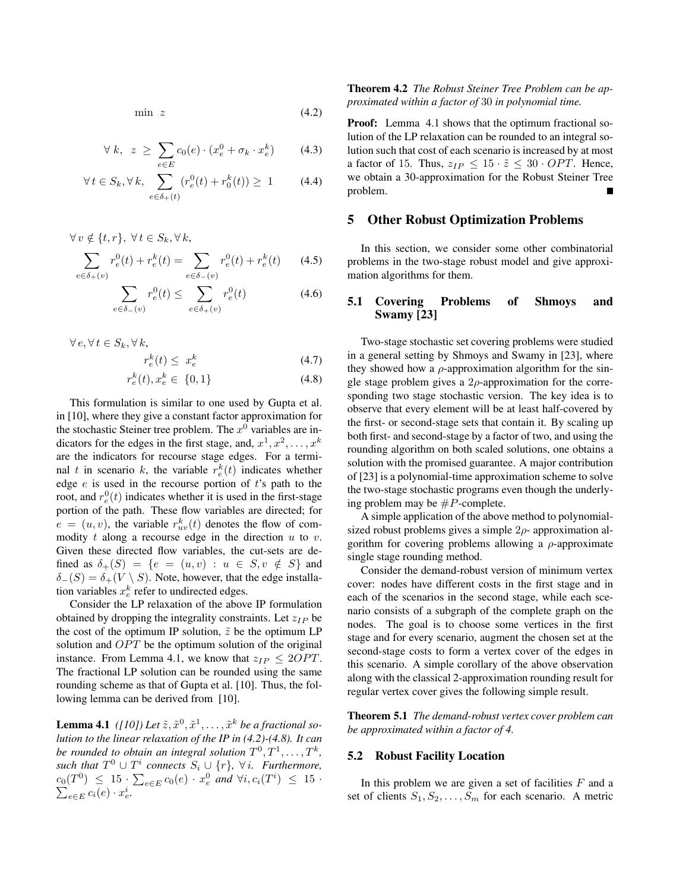$$\min \ z \tag{4.2}$$

$$\forall \, k, \ \ z \ \geq \ \sum_{e \in E} c_0(e) \cdot (x_e^0 + \sigma_k \cdot x_e^k) \tag{4.3}$$

$$\forall \, t \in S_k, \forall \, k, \ \sum_{e \in \delta_+(t)} (r_e^0(t) + r_0^k(t)) \geq \ 1 \tag{4.4}$$

$\forall \, v \notin \{t, r\}, \ \forall \, t \in S_k, \forall \, k,$

$$\sum_{e \in \delta_+(v)} r_e^0(t) + r_e^k(t) = \sum_{e \in \delta_-(v)} r_e^0(t) + r_e^k(t) \tag{4.5}$$

$$\sum_{e \in \delta_-(v)} r_e^0(t) \leq \sum_{e \in \delta_+(v)} r_e^0(t) \tag{4.6}$$

$\forall \, e, \forall \, t \in S_k, \forall \, k,$

$$r_e^k(t) \leq \ x_e^k \tag{4.7}$$

$$r_e^k(t), x_e^k \in \ \{0, 1\} \tag{4.8}$$

This formulation is similar to one used by Gupta et al. in [10], where they give a constant factor approximation for the stochastic Steiner tree problem. The $x^0$ variables are indicators for the edges in the first stage, and, $x^1, x^2, \ldots, x^k$ are the indicators for recourse stage edges. For a terminal $t$ in scenario $k$, the variable $r_e^k(t)$ indicates whether edge $e$ is used in the recourse portion of $t$'s path to the root, and $r_e^0(t)$ indicates whether it is used in the first-stage portion of the path. These flow variables are directed; for $e = (u, v)$, the variable $r_{uv}^k(t)$ denotes the flow of commodity $t$ along a recourse edge in the direction $u$ to $v$. Given these directed flow variables, the cut-sets are defined as $\delta_+(S) = \{e = (u, v) : u \in S, v \notin S\}$ and $\delta_-(S) = \delta_+(V \setminus S)$. Note, however, that the edge installation variables $x_e^k$ refer to undirected edges.

Consider the LP relaxation of the above IP formulation obtained by dropping the integrality constraints. Let $z_{IP}$ be the cost of the optimum IP solution, $\tilde{z}$ be the optimum LP solution and $OPT$ be the optimum solution of the original instance. From Lemma 4.1, we know that $z_{IP} \leq 2OPT$. The fractional LP solution can be rounded using the same rounding scheme as that of Gupta et al. [10]. Thus, the following lemma can be derived from [10].

**Lemma 4.1** *([10]) Let $\tilde{z}, \tilde{x}^0, \tilde{x}^1, \ldots, \tilde{x}^k$ be a fractional solution to the linear relaxation of the IP in (4.2)-(4.8). It can be rounded to obtain an integral solution $T^0, T^1, \ldots, T^k$, such that $T^0 \cup T^i$ connects $S_i \cup \{r\}$, $\forall i$. Furthermore, $c_0(T^0) \leq 15 \cdot \sum_{e \in E} c_0(e) \cdot x_e^0$ and $\forall i, c_i(T^i) \leq 15 \cdot \sum_{e \in E} c_i(e) \cdot x_e^i$.*

**Theorem 4.2** *The Robust Steiner Tree Problem can be approximated within a factor of 30 in polynomial time.*

**Proof:** Lemma 4.1 shows that the optimum fractional solution of the LP relaxation can be rounded to an integral solution such that cost of each scenario is increased by at most a factor of 15. Thus, $z_{IP} \leq 15 \cdot \tilde{z} \leq 30 \cdot OPT$. Hence, we obtain a 30-approximation for the Robust Steiner Tree problem. ∎

## 5 Other Robust Optimization Problems

In this section, we consider some other combinatorial problems in the two-stage robust model and give approximation algorithms for them.

### 5.1 Covering Problems of Shmoys and Swamy [23]

Two-stage stochastic set covering problems were studied in a general setting by Shmoys and Swamy in [23], where they showed how a $\rho$-approximation algorithm for the single stage problem gives a $2\rho$-approximation for the corresponding two stage stochastic version. The key idea is to observe that every element will be at least half-covered by the first- or second-stage sets that contain it. By scaling up both first- and second-stage by a factor of two, and using the rounding algorithm on both scaled solutions, one obtains a solution with the promised guarantee. A major contribution of [23] is a polynomial-time approximation scheme to solve the two-stage stochastic programs even though the underlying problem may be $\#P$-complete.

A simple application of the above method to polynomial-sized robust problems gives a simple $2\rho$- approximation algorithm for covering problems allowing a $\rho$-approximate single stage rounding method.

Consider the demand-robust version of minimum vertex cover: nodes have different costs in the first stage and in each of the scenarios in the second stage, while each scenario consists of a subgraph of the complete graph on the nodes. The goal is to choose some vertices in the first stage and for every scenario, augment the chosen set at the second-stage costs to form a vertex cover of the edges in this scenario. A simple corollary of the above observation along with the classical 2-approximation rounding result for regular vertex cover gives the following simple result.

**Theorem 5.1** *The demand-robust vertex cover problem can be approximated within a factor of 4.*

### 5.2 Robust Facility Location

In this problem we are given a set of facilities $F$ and a set of clients $S_1, S_2, \ldots, S_m$ for each scenario. A metric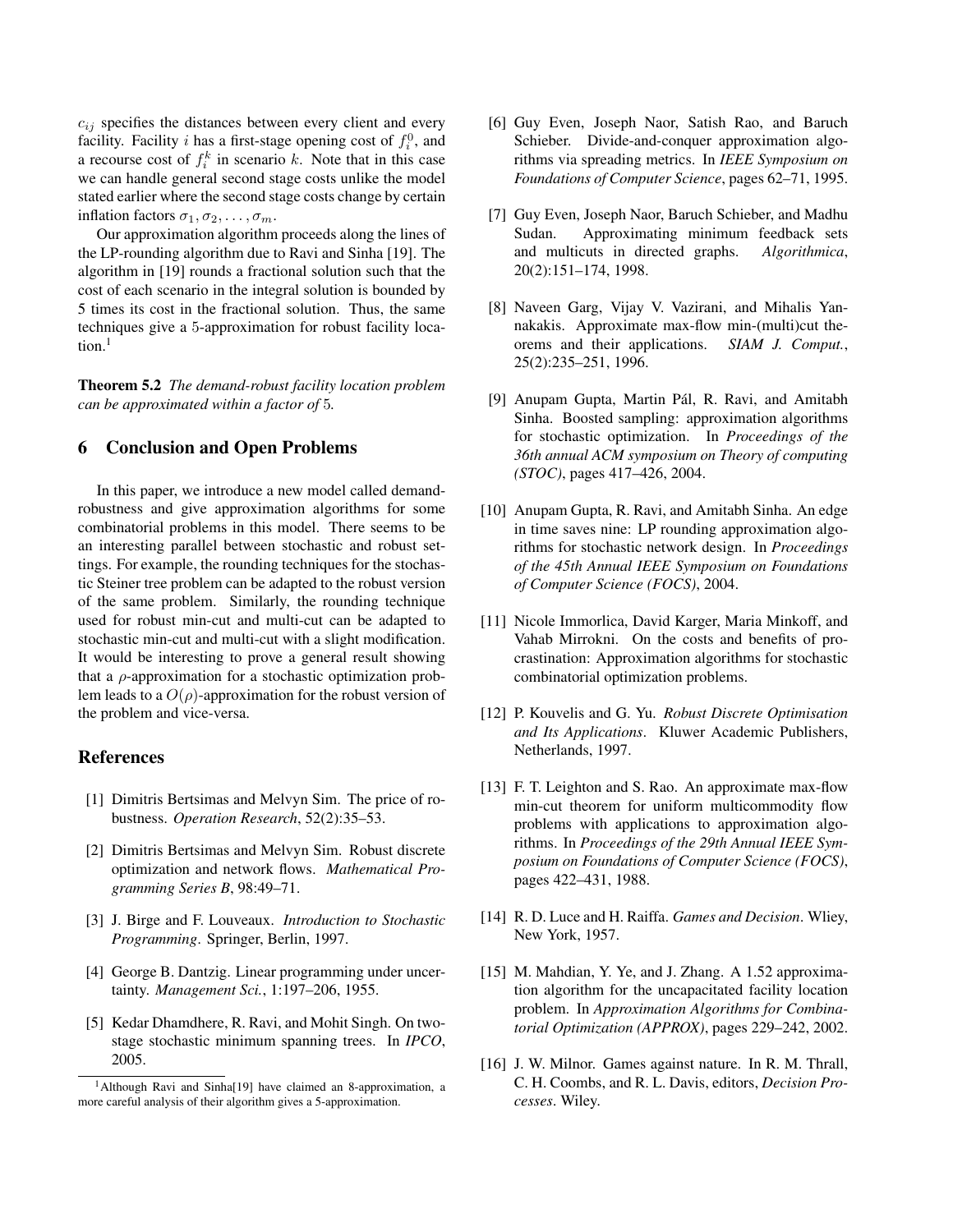$c_{ij}$ specifies the distances between every client and every facility. Facility $i$ has a first-stage opening cost of $f_i^0$, and a recourse cost of $f_i^k$ in scenario $k$. Note that in this case we can handle general second stage costs unlike the model stated earlier where the second stage costs change by certain inflation factors $\sigma_1, \sigma_2, \ldots, \sigma_m$.

Our approximation algorithm proceeds along the lines of the LP-rounding algorithm due to Ravi and Sinha [19]. The algorithm in [19] rounds a fractional solution such that the cost of each scenario in the integral solution is bounded by 5 times its cost in the fractional solution. Thus, the same techniques give a 5-approximation for robust facility location.[1]

**Theorem 5.2** *The demand-robust facility location problem can be approximated within a factor of* 5*.*

## 6 Conclusion and Open Problems

In this paper, we introduce a new model called demand-robustness and give approximation algorithms for some combinatorial problems in this model. There seems to be an interesting parallel between stochastic and robust settings. For example, the rounding techniques for the stochastic Steiner tree problem can be adapted to the robust version of the same problem. Similarly, the rounding technique used for robust min-cut and multi-cut can be adapted to stochastic min-cut and multi-cut with a slight modification. It would be interesting to prove a general result showing that a $\rho$-approximation for a stochastic optimization problem leads to a $O(\rho)$-approximation for the robust version of the problem and vice-versa.

## References

[1] Dimitris Bertsimas and Melvyn Sim. The price of robustness. *Operation Research*, 52(2):35–53.

[2] Dimitris Bertsimas and Melvyn Sim. Robust discrete optimization and network flows. *Mathematical Programming Series B*, 98:49–71.

[3] J. Birge and F. Louveaux. *Introduction to Stochastic Programming*. Springer, Berlin, 1997.

[4] George B. Dantzig. Linear programming under uncertainty. *Management Sci.*, 1:197–206, 1955.

[5] Kedar Dhamdhere, R. Ravi, and Mohit Singh. On two-stage stochastic minimum spanning trees. In *IPCO*, 2005.

[6] Guy Even, Joseph Naor, Satish Rao, and Baruch Schieber. Divide-and-conquer approximation algorithms via spreading metrics. In *IEEE Symposium on Foundations of Computer Science*, pages 62–71, 1995.

[7] Guy Even, Joseph Naor, Baruch Schieber, and Madhu Sudan. Approximating minimum feedback sets and multicuts in directed graphs. *Algorithmica*, 20(2):151–174, 1998.

[8] Naveen Garg, Vijay V. Vazirani, and Mihalis Yannakakis. Approximate max-flow min-(multi)cut theorems and their applications. *SIAM J. Comput.*, 25(2):235–251, 1996.

[9] Anupam Gupta, Martin Pál, R. Ravi, and Amitabh Sinha. Boosted sampling: approximation algorithms for stochastic optimization. In *Proceedings of the 36th annual ACM symposium on Theory of computing (STOC)*, pages 417–426, 2004.

[10] Anupam Gupta, R. Ravi, and Amitabh Sinha. An edge in time saves nine: LP rounding approximation algorithms for stochastic network design. In *Proceedings of the 45th Annual IEEE Symposium on Foundations of Computer Science (FOCS)*, 2004.

[11] Nicole Immorlica, David Karger, Maria Minkoff, and Vahab Mirrokni. On the costs and benefits of procrastination: Approximation algorithms for stochastic combinatorial optimization problems.

[12] P. Kouvelis and G. Yu. *Robust Discrete Optimisation and Its Applications*. Kluwer Academic Publishers, Netherlands, 1997.

[13] F. T. Leighton and S. Rao. An approximate max-flow min-cut theorem for uniform multicommodity flow problems with applications to approximation algorithms. In *Proceedings of the 29th Annual IEEE Symposium on Foundations of Computer Science (FOCS)*, pages 422–431, 1988.

[14] R. D. Luce and H. Raiffa. *Games and Decision*. Wliey, New York, 1957.

[15] M. Mahdian, Y. Ye, and J. Zhang. A 1.52 approximation algorithm for the uncapacitated facility location problem. In *Approximation Algorithms for Combinatorial Optimization (APPROX)*, pages 229–242, 2002.

[16] J. W. Milnor. Games against nature. In R. M. Thrall, C. H. Coombs, and R. L. Davis, editors, *Decision Processes*. Wiley.

[1] Although Ravi and Sinha[19] have claimed an 8-approximation, a more careful analysis of their algorithm gives a 5-approximation.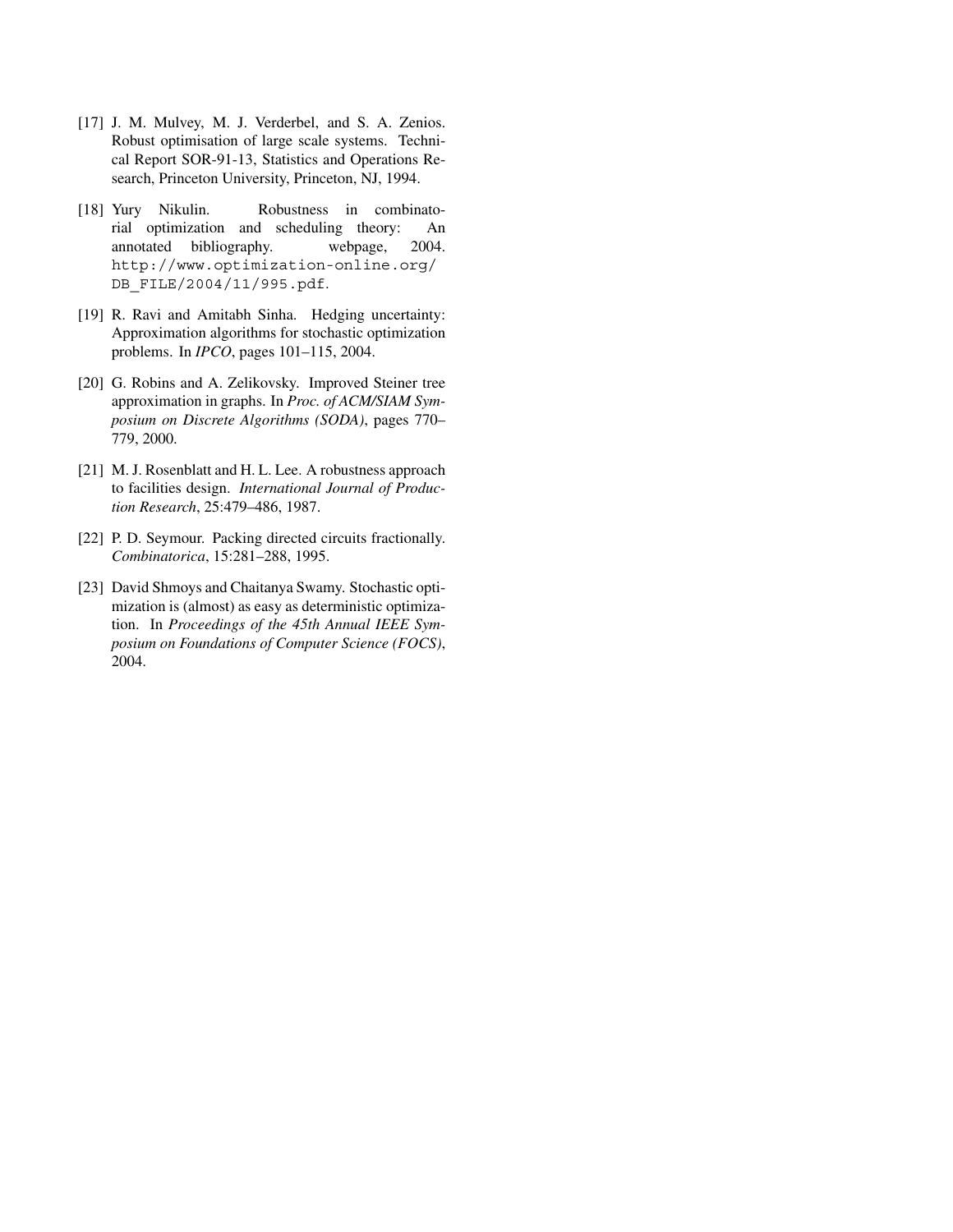[17] J. M. Mulvey, M. J. Verderbel, and S. A. Zenios. Robust optimisation of large scale systems. Technical Report SOR-91-13, Statistics and Operations Research, Princeton University, Princeton, NJ, 1994.

[18] Yury Nikulin. Robustness in combinatorial optimization and scheduling theory: An annotated bibliography. webpage, 2004. `http://www.optimization-online.org/DB_FILE/2004/11/995.pdf`.

[19] R. Ravi and Amitabh Sinha. Hedging uncertainty: Approximation algorithms for stochastic optimization problems. In *IPCO*, pages 101–115, 2004.

[20] G. Robins and A. Zelikovsky. Improved Steiner tree approximation in graphs. In *Proc. of ACM/SIAM Symposium on Discrete Algorithms (SODA)*, pages 770–779, 2000.

[21] M. J. Rosenblatt and H. L. Lee. A robustness approach to facilities design. *International Journal of Production Research*, 25:479–486, 1987.

[22] P. D. Seymour. Packing directed circuits fractionally. *Combinatorica*, 15:281–288, 1995.

[23] David Shmoys and Chaitanya Swamy. Stochastic optimization is (almost) as easy as deterministic optimization. In *Proceedings of the 45th Annual IEEE Symposium on Foundations of Computer Science (FOCS)*, 2004.